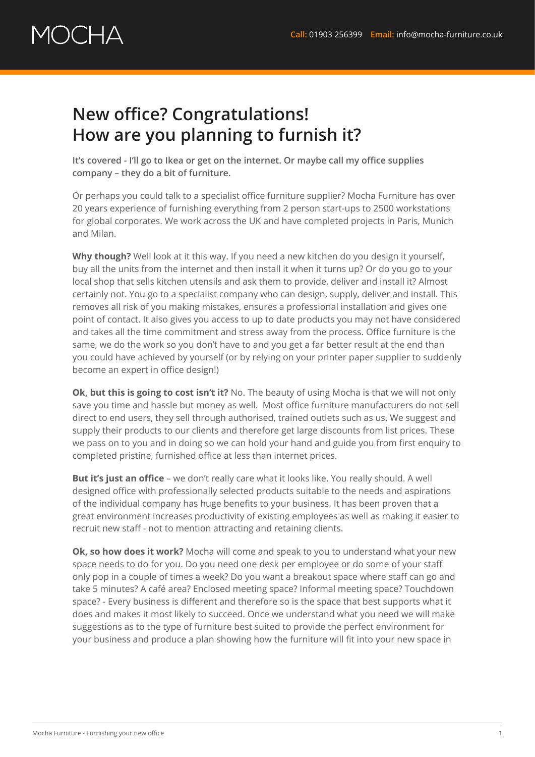# MOCHA

**Call:** 01903 256399 **Email:** info@mocha-furniture.co.uk

# New office? Congratulations! How are you planning to furnish it?

**It's covered - I'll go to Ikea or get on the internet. Or maybe call my office supplies company – they do a bit of furniture.**

Or perhaps you could talk to a specialist office furniture supplier? Mocha Furniture has over 20 years experience of furnishing everything from 2 person start-ups to 2500 workstations for global corporates. We work across the UK and have completed projects in Paris, Munich and Milan.

**Why though?** Well look at it this way. If you need a new kitchen do you design it yourself, buy all the units from the internet and then install it when it turns up? Or do you go to your local shop that sells kitchen utensils and ask them to provide, deliver and install it? Almost certainly not. You go to a specialist company who can design, supply, deliver and install. This removes all risk of you making mistakes, ensures a professional installation and gives one point of contact. It also gives you access to up to date products you may not have considered and takes all the time commitment and stress away from the process. Office furniture is the same, we do the work so you don't have to and you get a far better result at the end than you could have achieved by yourself (or by relying on your printer paper supplier to suddenly become an expert in office design!)

**Ok, but this is going to cost isn't it?** No. The beauty of using Mocha is that we will not only save you time and hassle but money as well. Most office furniture manufacturers do not sell direct to end users, they sell through authorised, trained outlets such as us. We suggest and supply their products to our clients and therefore get large discounts from list prices. These we pass on to you and in doing so we can hold your hand and guide you from first enquiry to completed pristine, furnished office at less than internet prices.

**But it's just an office** – we don't really care what it looks like. You really should. A well designed office with professionally selected products suitable to the needs and aspirations of the individual company has huge benefits to your business. It has been proven that a great environment increases productivity of existing employees as well as making it easier to recruit new staff - not to mention attracting and retaining clients.

**Ok, so how does it work?** Mocha will come and speak to you to understand what your new space needs to do for you. Do you need one desk per employee or do some of your staff only pop in a couple of times a week? Do you want a breakout space where staff can go and take 5 minutes? A café area? Enclosed meeting space? Informal meeting space? Touchdown space? - Every business is different and therefore so is the space that best supports what it does and makes it most likely to succeed. Once we understand what you need we will make suggestions as to the type of furniture best suited to provide the perfect environment for your business and produce a plan showing how the furniture will fit into your new space in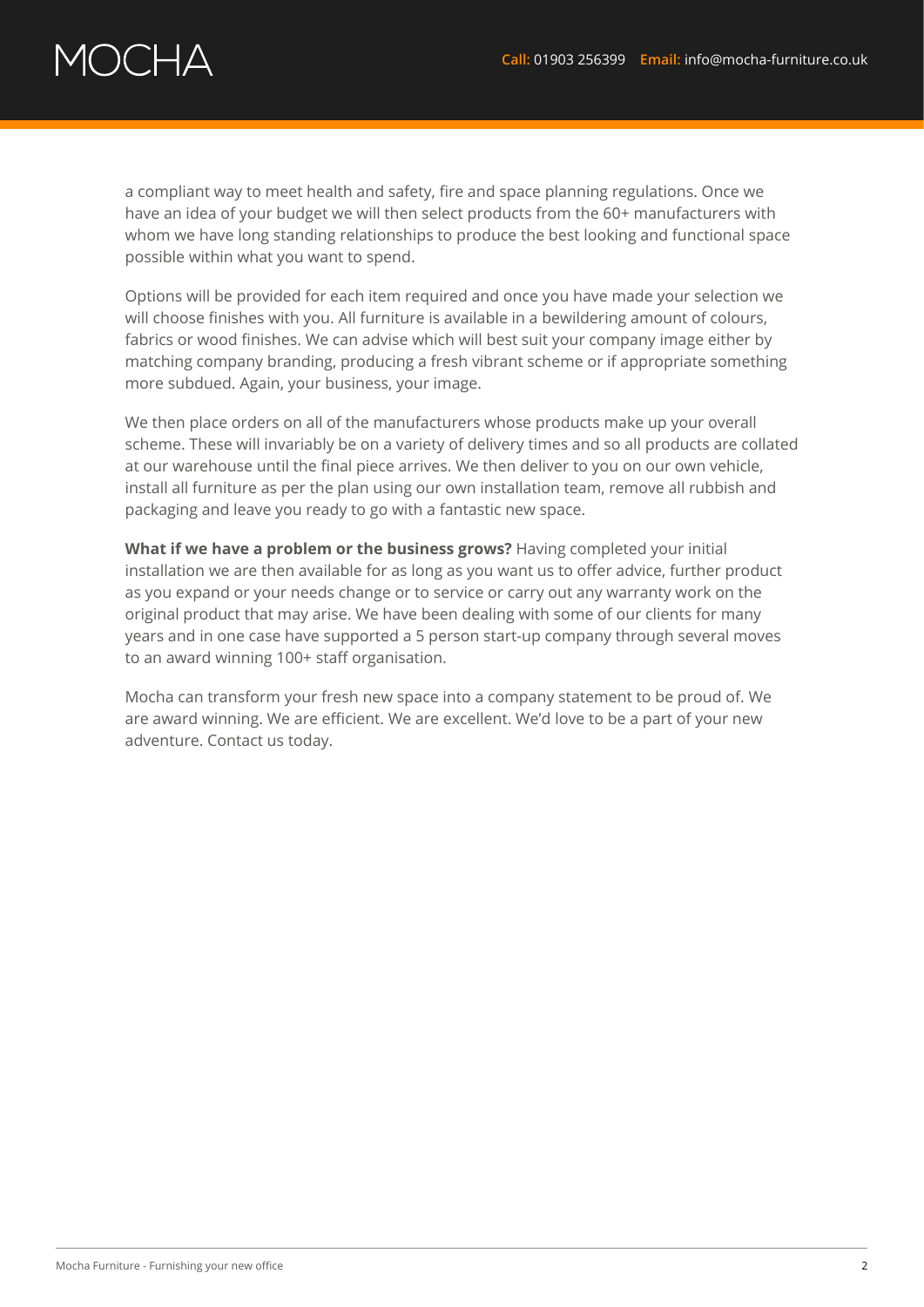a compliant way to meet health and safety, fire and space planning regulations. Once we have an idea of your budget we will then select products from the 60+ manufacturers with whom we have long standing relationships to produce the best looking and functional space possible within what you want to spend.

Options will be provided for each item required and once you have made your selection we will choose finishes with you. All furniture is available in a bewildering amount of colours, fabrics or wood finishes. We can advise which will best suit your company image either by matching company branding, producing a fresh vibrant scheme or if appropriate something more subdued. Again, your business, your image.

We then place orders on all of the manufacturers whose products make up your overall scheme. These will invariably be on a variety of delivery times and so all products are collated at our warehouse until the final piece arrives. We then deliver to you on our own vehicle, install all furniture as per the plan using our own installation team, remove all rubbish and packaging and leave you ready to go with a fantastic new space.

**What if we have a problem or the business grows?** Having completed your initial installation we are then available for as long as you want us to offer advice, further product as you expand or your needs change or to service or carry out any warranty work on the original product that may arise. We have been dealing with some of our clients for many years and in one case have supported a 5 person start-up company through several moves to an award winning 100+ staff organisation.

Mocha can transform your fresh new space into a company statement to be proud of. We are award winning. We are efficient. We are excellent. We'd love to be a part of your new adventure. Contact us today.